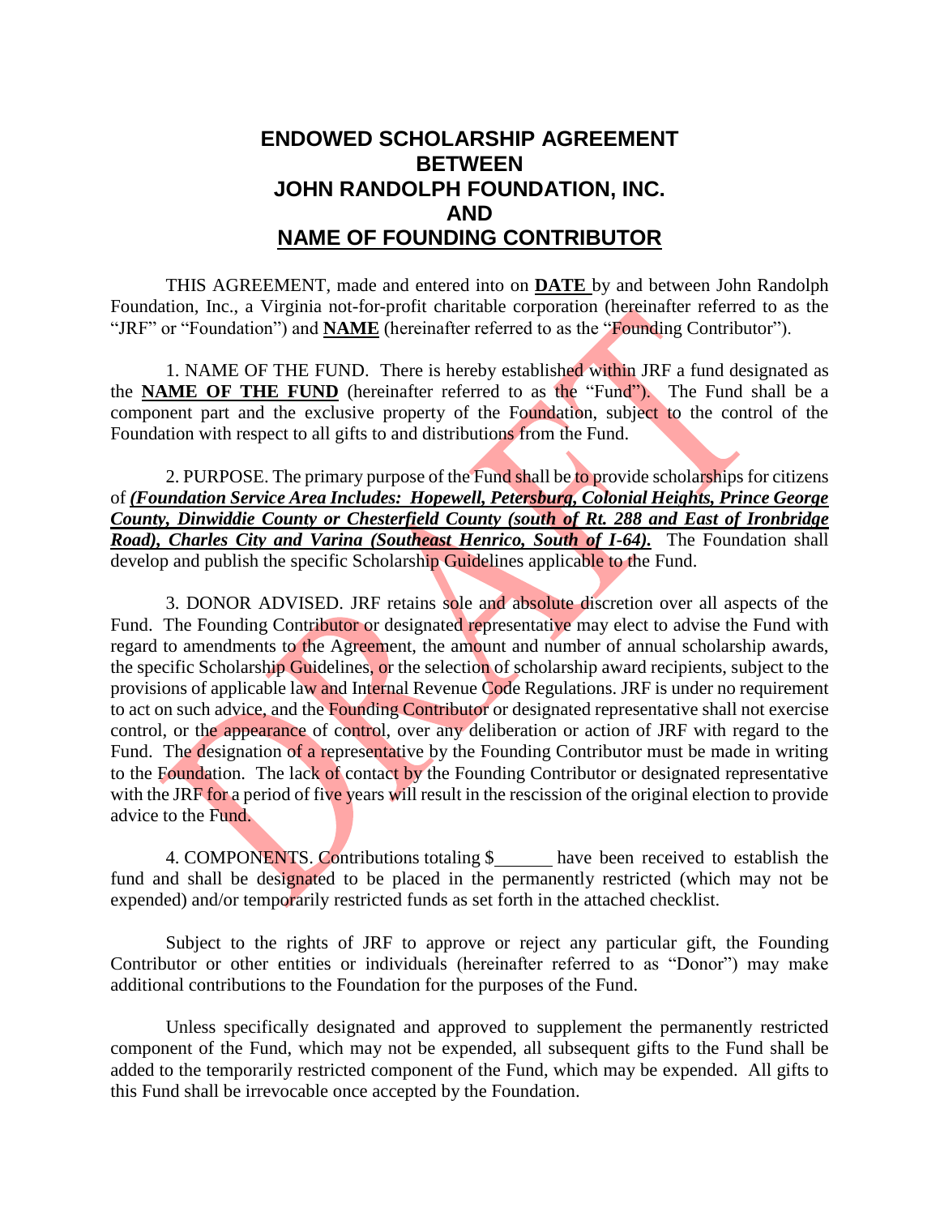# ENDOWED SCHOLARSHIP AGREEMENT BETWEEN JOHN RANDOLPH FOUNDATION, INC. AND NAME OF FOUNDING CONTRIBUTOR

THIS AGREEMENT, made and entered into on **DATE** by and between John Randolph Foundation, Inc., a Virginia not-for-profit charitable corporation (hereinafter referred to as the "JRF" or "Foundation") and **NAME** (hereinafter referred to as the "Founding Contributor").

1. NAME OF THE FUND. There is hereby established within JRF a fund designated as the **NAME OF THE FUND** (hereinafter referred to as the "Fund"). The Fund shall be a component part and the exclusive property of the Foundation, subject to the control of the Foundation with respect to all gifts to and distributions from the Fund.

2. PURPOSE. The primary purpose of the Fund shall be to provide scholarships for citizens of ***(Foundation Service Area Includes: Hopewell, Petersburg, Colonial Heights, Prince George County, Dinwiddie County or Chesterfield County (south of Rt. 288 and East of Ironbridge Road), Charles City and Varina (Southeast Henrico, South of I-64).*** The Foundation shall develop and publish the specific Scholarship Guidelines applicable to the Fund.

3. DONOR ADVISED. JRF retains sole and absolute discretion over all aspects of the Fund. The Founding Contributor or designated representative may elect to advise the Fund with regard to amendments to the Agreement, the amount and number of annual scholarship awards, the specific Scholarship Guidelines, or the selection of scholarship award recipients, subject to the provisions of applicable law and Internal Revenue Code Regulations. JRF is under no requirement to act on such advice, and the Founding Contributor or designated representative shall not exercise control, or the appearance of control, over any deliberation or action of JRF with regard to the Fund. The designation of a representative by the Founding Contributor must be made in writing to the Foundation. The lack of contact by the Founding Contributor or designated representative with the JRF for a period of five years will result in the rescission of the original election to provide advice to the Fund.

4. COMPONENTS. Contributions totaling $______ have been received to establish the fund and shall be designated to be placed in the permanently restricted (which may not be expended) and/or temporarily restricted funds as set forth in the attached checklist.

Subject to the rights of JRF to approve or reject any particular gift, the Founding Contributor or other entities or individuals (hereinafter referred to as "Donor") may make additional contributions to the Foundation for the purposes of the Fund.

Unless specifically designated and approved to supplement the permanently restricted component of the Fund, which may not be expended, all subsequent gifts to the Fund shall be added to the temporarily restricted component of the Fund, which may be expended. All gifts to this Fund shall be irrevocable once accepted by the Foundation.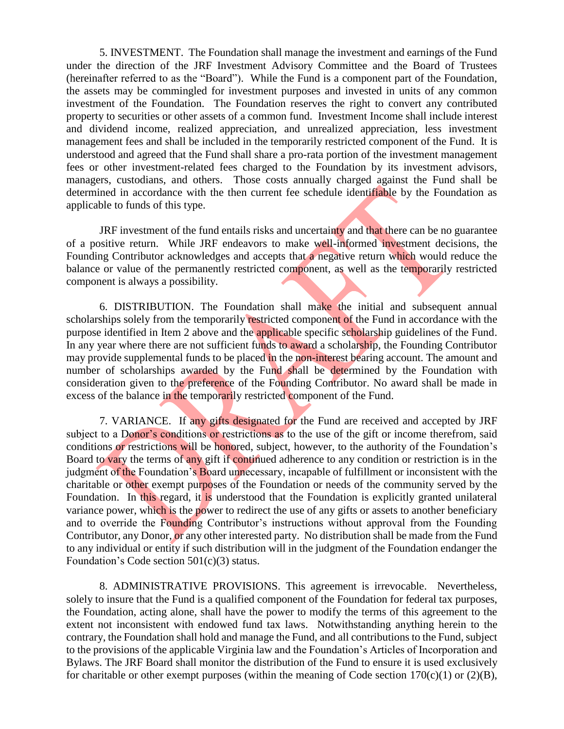5. INVESTMENT. The Foundation shall manage the investment and earnings of the Fund under the direction of the JRF Investment Advisory Committee and the Board of Trustees (hereinafter referred to as the "Board"). While the Fund is a component part of the Foundation, the assets may be commingled for investment purposes and invested in units of any common investment of the Foundation. The Foundation reserves the right to convert any contributed property to securities or other assets of a common fund. Investment Income shall include interest and dividend income, realized appreciation, and unrealized appreciation, less investment management fees and shall be included in the temporarily restricted component of the Fund. It is understood and agreed that the Fund shall share a pro-rata portion of the investment management fees or other investment-related fees charged to the Foundation by its investment advisors, managers, custodians, and others. Those costs annually charged against the Fund shall be determined in accordance with the then current fee schedule identifiable by the Foundation as applicable to funds of this type.

JRF investment of the fund entails risks and uncertainty and that there can be no guarantee of a positive return. While JRF endeavors to make well-informed investment decisions, the Founding Contributor acknowledges and accepts that a negative return which would reduce the balance or value of the permanently restricted component, as well as the temporarily restricted component is always a possibility.

6. DISTRIBUTION. The Foundation shall make the initial and subsequent annual scholarships solely from the temporarily restricted component of the Fund in accordance with the purpose identified in Item 2 above and the applicable specific scholarship guidelines of the Fund. In any year where there are not sufficient funds to award a scholarship, the Founding Contributor may provide supplemental funds to be placed in the non-interest bearing account. The amount and number of scholarships awarded by the Fund shall be determined by the Foundation with consideration given to the preference of the Founding Contributor. No award shall be made in excess of the balance in the temporarily restricted component of the Fund.

7. VARIANCE. If any gifts designated for the Fund are received and accepted by JRF subject to a Donor's conditions or restrictions as to the use of the gift or income therefrom, said conditions or restrictions will be honored, subject, however, to the authority of the Foundation's Board to vary the terms of any gift if continued adherence to any condition or restriction is in the judgment of the Foundation's Board unnecessary, incapable of fulfillment or inconsistent with the charitable or other exempt purposes of the Foundation or needs of the community served by the Foundation. In this regard, it is understood that the Foundation is explicitly granted unilateral variance power, which is the power to redirect the use of any gifts or assets to another beneficiary and to override the Founding Contributor's instructions without approval from the Founding Contributor, any Donor, or any other interested party. No distribution shall be made from the Fund to any individual or entity if such distribution will in the judgment of the Foundation endanger the Foundation's Code section 501(c)(3) status.

8. ADMINISTRATIVE PROVISIONS. This agreement is irrevocable. Nevertheless, solely to insure that the Fund is a qualified component of the Foundation for federal tax purposes, the Foundation, acting alone, shall have the power to modify the terms of this agreement to the extent not inconsistent with endowed fund tax laws. Notwithstanding anything herein to the contrary, the Foundation shall hold and manage the Fund, and all contributions to the Fund, subject to the provisions of the applicable Virginia law and the Foundation's Articles of Incorporation and Bylaws. The JRF Board shall monitor the distribution of the Fund to ensure it is used exclusively for charitable or other exempt purposes (within the meaning of Code section 170(c)(1) or (2)(B),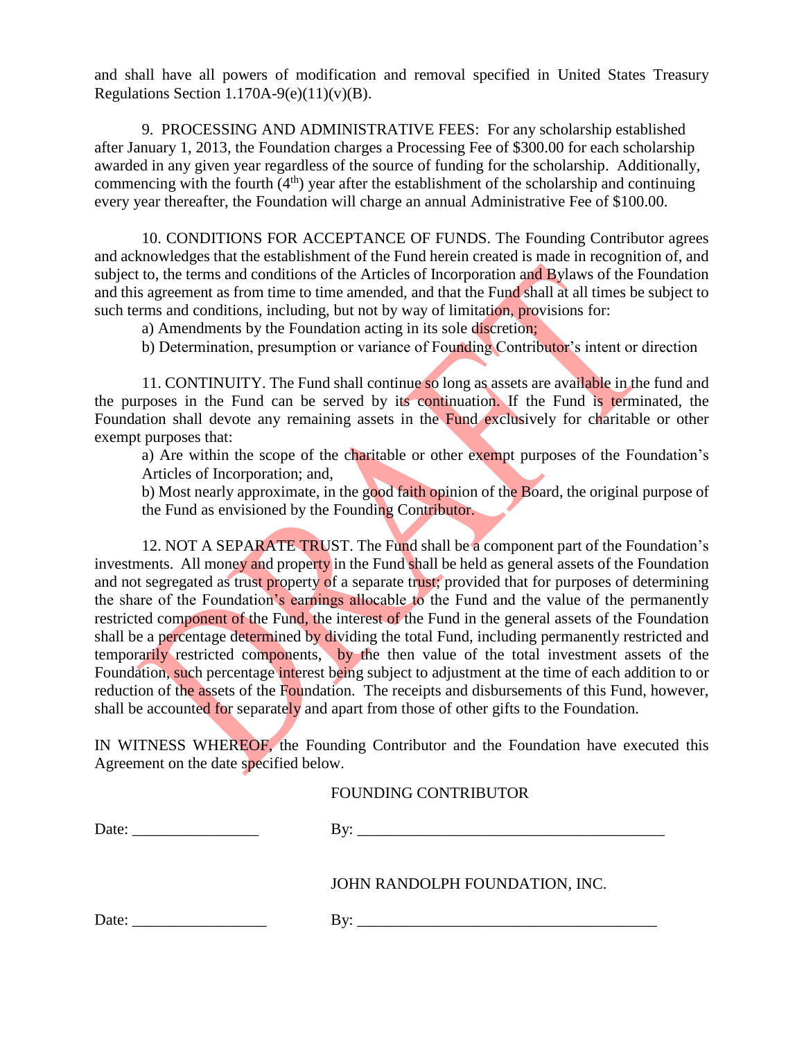and shall have all powers of modification and removal specified in United States Treasury Regulations Section 1.170A-9(e)(11)(v)(B).

9. PROCESSING AND ADMINISTRATIVE FEES: For any scholarship established after January 1, 2013, the Foundation charges a Processing Fee of $300.00 for each scholarship awarded in any given year regardless of the source of funding for the scholarship. Additionally, commencing with the fourth (4th) year after the establishment of the scholarship and continuing every year thereafter, the Foundation will charge an annual Administrative Fee of $100.00.

10. CONDITIONS FOR ACCEPTANCE OF FUNDS. The Founding Contributor agrees and acknowledges that the establishment of the Fund herein created is made in recognition of, and subject to, the terms and conditions of the Articles of Incorporation and Bylaws of the Foundation and this agreement as from time to time amended, and that the Fund shall at all times be subject to such terms and conditions, including, but not by way of limitation, provisions for:

a) Amendments by the Foundation acting in its sole discretion;

b) Determination, presumption or variance of Founding Contributor's intent or direction

11. CONTINUITY. The Fund shall continue so long as assets are available in the fund and the purposes in the Fund can be served by its continuation. If the Fund is terminated, the Foundation shall devote any remaining assets in the Fund exclusively for charitable or other exempt purposes that:

a) Are within the scope of the charitable or other exempt purposes of the Foundation's Articles of Incorporation; and,

b) Most nearly approximate, in the good faith opinion of the Board, the original purpose of the Fund as envisioned by the Founding Contributor.

12. NOT A SEPARATE TRUST. The Fund shall be a component part of the Foundation's investments. All money and property in the Fund shall be held as general assets of the Foundation and not segregated as trust property of a separate trust; provided that for purposes of determining the share of the Foundation's earnings allocable to the Fund and the value of the permanently restricted component of the Fund, the interest of the Fund in the general assets of the Foundation shall be a percentage determined by dividing the total Fund, including permanently restricted and temporarily restricted components, by the then value of the total investment assets of the Foundation, such percentage interest being subject to adjustment at the time of each addition to or reduction of the assets of the Foundation. The receipts and disbursements of this Fund, however, shall be accounted for separately and apart from those of other gifts to the Foundation.

IN WITNESS WHEREOF, the Founding Contributor and the Foundation have executed this Agreement on the date specified below.

FOUNDING CONTRIBUTOR

Date: ________________ By: ________________________________________

JOHN RANDOLPH FOUNDATION, INC.

Date: _________________ By: ______________________________________